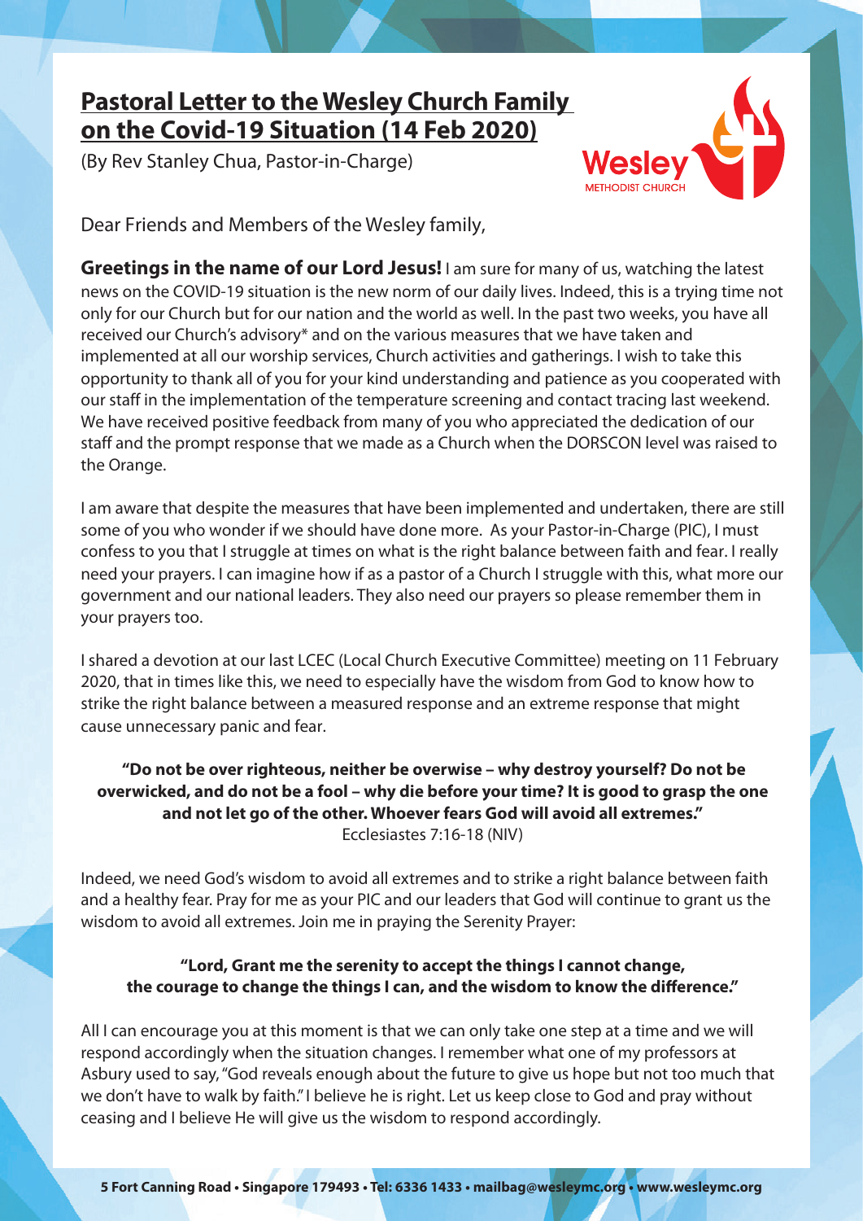# Pastoral Letter to the Wesley Church Family on the Covid-19 Situation (14 Feb 2020)

(By Rev Stanley Chua, Pastor-in-Charge)

Dear Friends and Members of the Wesley family,

**Greetings in the name of our Lord Jesus!** I am sure for many of us, watching the latest news on the COVID-19 situation is the new norm of our daily lives. Indeed, this is a trying time not only for our Church but for our nation and the world as well. In the past two weeks, you have all received our Church's advisory* and on the various measures that we have taken and implemented at all our worship services, Church activities and gatherings. I wish to take this opportunity to thank all of you for your kind understanding and patience as you cooperated with our staff in the implementation of the temperature screening and contact tracing last weekend. We have received positive feedback from many of you who appreciated the dedication of our staff and the prompt response that we made as a Church when the DORSCON level was raised to the Orange.

I am aware that despite the measures that have been implemented and undertaken, there are still some of you who wonder if we should have done more. As your Pastor-in-Charge (PIC), I must confess to you that I struggle at times on what is the right balance between faith and fear. I really need your prayers. I can imagine how if as a pastor of a Church I struggle with this, what more our government and our national leaders. They also need our prayers so please remember them in your prayers too.

I shared a devotion at our last LCEC (Local Church Executive Committee) meeting on 11 February 2020, that in times like this, we need to especially have the wisdom from God to know how to strike the right balance between a measured response and an extreme response that might cause unnecessary panic and fear.

**"Do not be over righteous, neither be overwise – why destroy yourself? Do not be overwicked, and do not be a fool – why die before your time? It is good to grasp the one and not let go of the other. Whoever fears God will avoid all extremes."**
Ecclesiastes 7:16-18 (NIV)

Indeed, we need God's wisdom to avoid all extremes and to strike a right balance between faith and a healthy fear. Pray for me as your PIC and our leaders that God will continue to grant us the wisdom to avoid all extremes. Join me in praying the Serenity Prayer:

**"Lord, Grant me the serenity to accept the things I cannot change, the courage to change the things I can, and the wisdom to know the difference."**

All I can encourage you at this moment is that we can only take one step at a time and we will respond accordingly when the situation changes. I remember what one of my professors at Asbury used to say, "God reveals enough about the future to give us hope but not too much that we don't have to walk by faith." I believe he is right. Let us keep close to God and pray without ceasing and I believe He will give us the wisdom to respond accordingly.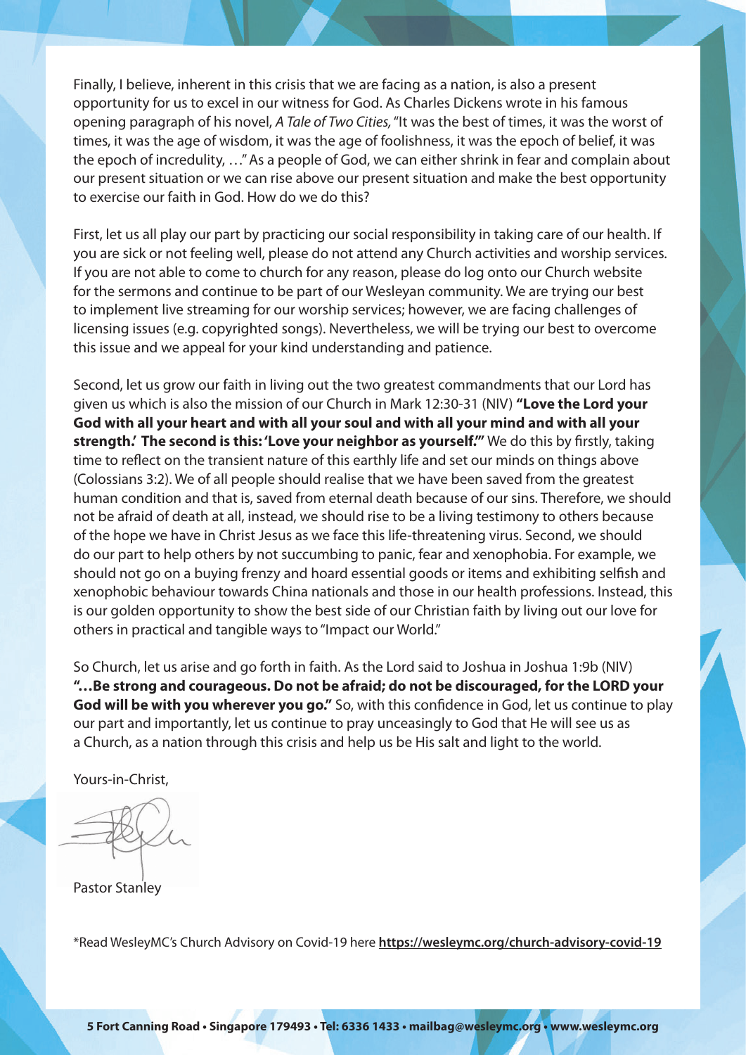Finally, I believe, inherent in this crisis that we are facing as a nation, is also a present opportunity for us to excel in our witness for God. As Charles Dickens wrote in his famous opening paragraph of his novel, *A Tale of Two Cities,* "It was the best of times, it was the worst of times, it was the age of wisdom, it was the age of foolishness, it was the epoch of belief, it was the epoch of incredulity, …" As a people of God, we can either shrink in fear and complain about our present situation or we can rise above our present situation and make the best opportunity to exercise our faith in God. How do we do this?

First, let us all play our part by practicing our social responsibility in taking care of our health. If you are sick or not feeling well, please do not attend any Church activities and worship services. If you are not able to come to church for any reason, please do log onto our Church website for the sermons and continue to be part of our Wesleyan community. We are trying our best to implement live streaming for our worship services; however, we are facing challenges of licensing issues (e.g. copyrighted songs). Nevertheless, we will be trying our best to overcome this issue and we appeal for your kind understanding and patience.

Second, let us grow our faith in living out the two greatest commandments that our Lord has given us which is also the mission of our Church in Mark 12:30-31 (NIV) **"Love the Lord your God with all your heart and with all your soul and with all your mind and with all your strength.' The second is this: 'Love your neighbor as yourself.'"** We do this by firstly, taking time to reflect on the transient nature of this earthly life and set our minds on things above (Colossians 3:2). We of all people should realise that we have been saved from the greatest human condition and that is, saved from eternal death because of our sins. Therefore, we should not be afraid of death at all, instead, we should rise to be a living testimony to others because of the hope we have in Christ Jesus as we face this life-threatening virus. Second, we should do our part to help others by not succumbing to panic, fear and xenophobia. For example, we should not go on a buying frenzy and hoard essential goods or items and exhibiting selfish and xenophobic behaviour towards China nationals and those in our health professions. Instead, this is our golden opportunity to show the best side of our Christian faith by living out our love for others in practical and tangible ways to "Impact our World."

So Church, let us arise and go forth in faith. As the Lord said to Joshua in Joshua 1:9b (NIV) **"…Be strong and courageous. Do not be afraid; do not be discouraged, for the LORD your God will be with you wherever you go."** So, with this confidence in God, let us continue to play our part and importantly, let us continue to pray unceasingly to God that He will see us as a Church, as a nation through this crisis and help us be His salt and light to the world.

Yours-in-Christ,

Pastor Stanley

*Read WesleyMC's Church Advisory on Covid-19 here **https://wesleymc.org/church-advisory-covid-19**

5 Fort Canning Road • Singapore 179493 • Tel: 6336 1433 • mailbag@wesleymc.org • www.wesleymc.org